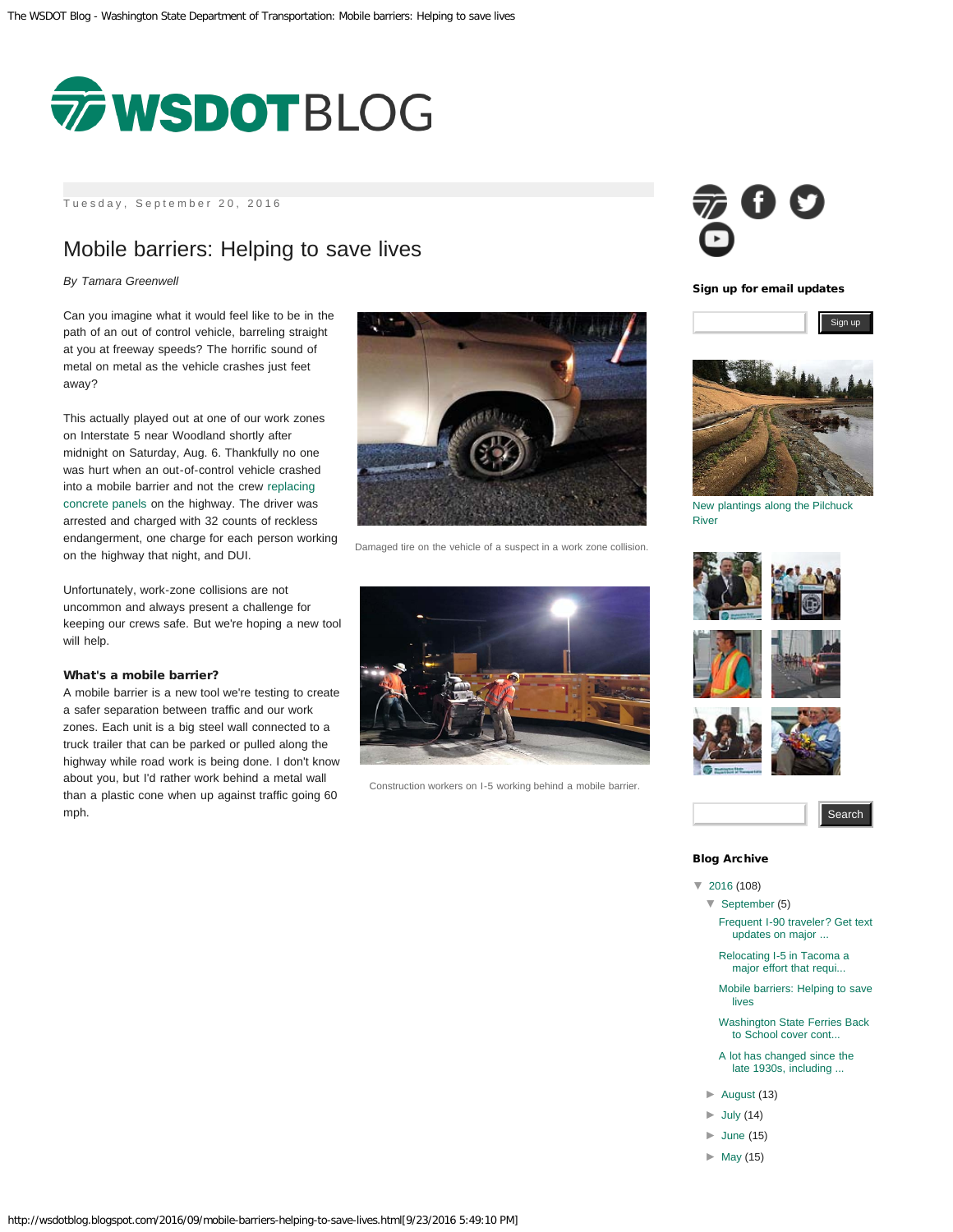# WSDOTBLOG

Tuesday, September 20, 2016

## Mobile barriers: Helping to save lives

*By Tamara Greenwell*

Can you imagine what it would feel like to be in the path of an out of control vehicle, barreling straight at you at freeway speeds? The horrific sound of metal on metal as the vehicle crashes just feet away?

This actually played out at one of our work zones on Interstate 5 near Woodland shortly after midnight on Saturday, Aug. 6. Thankfully no one was hurt when an out-of-control vehicle crashed into a mobile barrier and not the crew replacing concrete panels on the highway. The driver was arrested and charged with 32 counts of reckless endangerment, one charge for each person working on the highway that night, and DUI.

Damaged tire on the vehicle of a suspect in a work zone collision.

Unfortunately, work-zone collisions are not uncommon and always present a challenge for keeping our crews safe. But we're hoping a new tool will help.

**What's a mobile barrier?**

A mobile barrier is a new tool we're testing to create a safer separation between traffic and our work zones. Each unit is a big steel wall connected to a truck trailer that can be parked or pulled along the highway while road work is being done. I don't know about you, but I'd rather work behind a metal wall than a plastic cone when up against traffic going 60 mph.

Construction workers on I-5 working behind a mobile barrier.

**Sign up for email updates**

Sign up

New plantings along the Pilchuck River

Search

**Blog Archive**

- ▼ 2016 (108)
  - ▼ September (5)
    - Frequent I-90 traveler? Get text updates on major ...
    - Relocating I-5 in Tacoma a major effort that requi...
    - Mobile barriers: Helping to save lives
    - Washington State Ferries Back to School cover cont...
    - A lot has changed since the late 1930s, including ...
  - ► August (13)
  - ► July (14)
  - ► June (15)
  - ► May (15)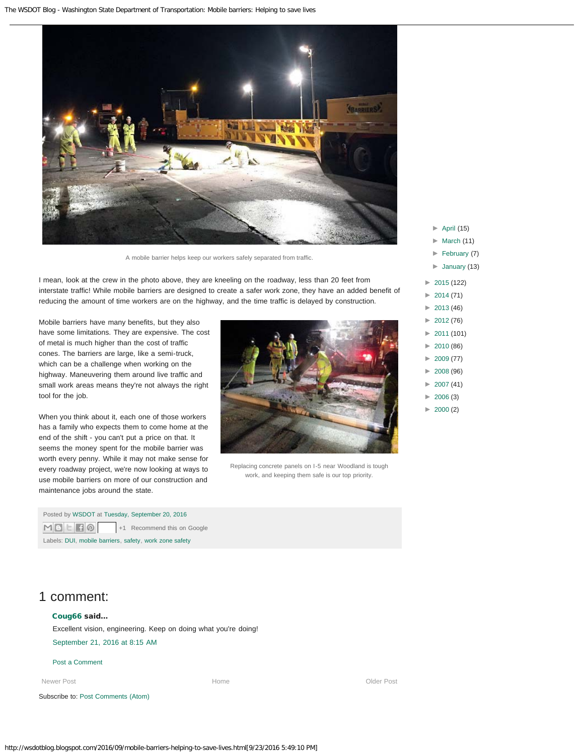A mobile barrier helps keep our workers safely separated from traffic.

I mean, look at the crew in the photo above, they are kneeling on the roadway, less than 20 feet from interstate traffic! While mobile barriers are designed to create a safer work zone, they have an added benefit of reducing the amount of time workers are on the highway, and the time traffic is delayed by construction.

Mobile barriers have many benefits, but they also have some limitations. They are expensive. The cost of metal is much higher than the cost of traffic cones. The barriers are large, like a semi-truck, which can be a challenge when working on the highway. Maneuvering them around live traffic and small work areas means they're not always the right tool for the job.

When you think about it, each one of those workers has a family who expects them to come home at the end of the shift - you can't put a price on that. It seems the money spent for the mobile barrier was worth every penny. While it may not make sense for every roadway project, we're now looking at ways to use mobile barriers on more of our construction and maintenance jobs around the state.

Replacing concrete panels on I-5 near Woodland is tough work, and keeping them safe is our top priority.

Posted by WSDOT at Tuesday, September 20, 2016

+1 Recommend this on Google

Labels: DUI, mobile barriers, safety, work zone safety

- ► April (15)
- ► March (11)
- ► February (7)
- ► January (13)
- ► 2015 (122)
- ► 2014 (71)
- ► 2013 (46)
- ► 2012 (76)
- ► 2011 (101)
- ► 2010 (86)
- ► 2009 (77)
- ► 2008 (96)
- ► 2007 (41)
- ► 2006 (3)
- ► 2000 (2)

## 1 comment:

**Coug66 said...**

Excellent vision, engineering. Keep on doing what you're doing!

September 21, 2016 at 8:15 AM

Post a Comment

Newer Post　　Home　　Older Post

Subscribe to: Post Comments (Atom)